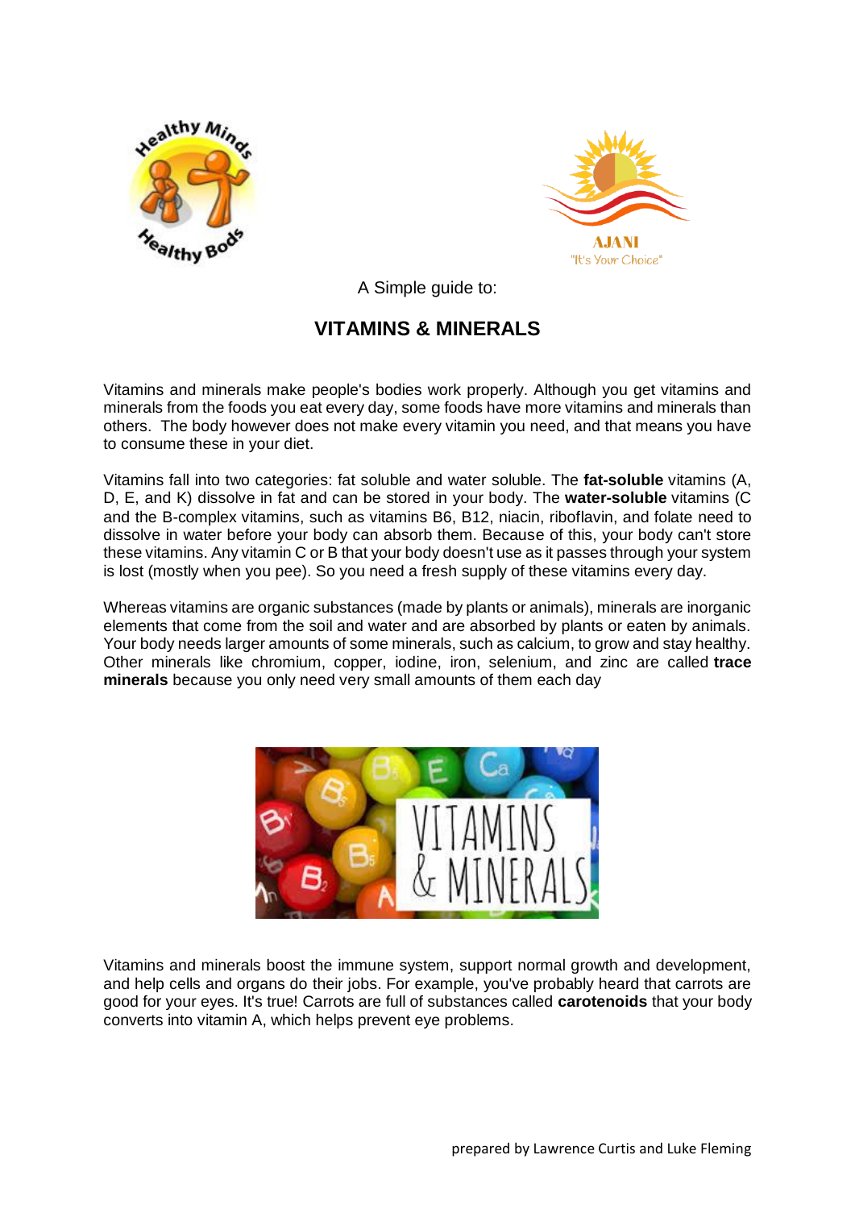A Simple guide to:

# VITAMINS & MINERALS

Vitamins and minerals make people's bodies work properly. Although you get vitamins and minerals from the foods you eat every day, some foods have more vitamins and minerals than others. The body however does not make every vitamin you need, and that means you have to consume these in your diet.

Vitamins fall into two categories: fat soluble and water soluble. The **fat-soluble** vitamins (A, D, E, and K) dissolve in fat and can be stored in your body. The **water-soluble** vitamins (C and the B-complex vitamins, such as vitamins B6, B12, niacin, riboflavin, and folate need to dissolve in water before your body can absorb them. Because of this, your body can't store these vitamins. Any vitamin C or B that your body doesn't use as it passes through your system is lost (mostly when you pee). So you need a fresh supply of these vitamins every day.

Whereas vitamins are organic substances (made by plants or animals), minerals are inorganic elements that come from the soil and water and are absorbed by plants or eaten by animals. Your body needs larger amounts of some minerals, such as calcium, to grow and stay healthy. Other minerals like chromium, copper, iodine, iron, selenium, and zinc are called **trace minerals** because you only need very small amounts of them each day

Vitamins and minerals boost the immune system, support normal growth and development, and help cells and organs do their jobs. For example, you've probably heard that carrots are good for your eyes. It's true! Carrots are full of substances called **carotenoids** that your body converts into vitamin A, which helps prevent eye problems.

prepared by Lawrence Curtis and Luke Fleming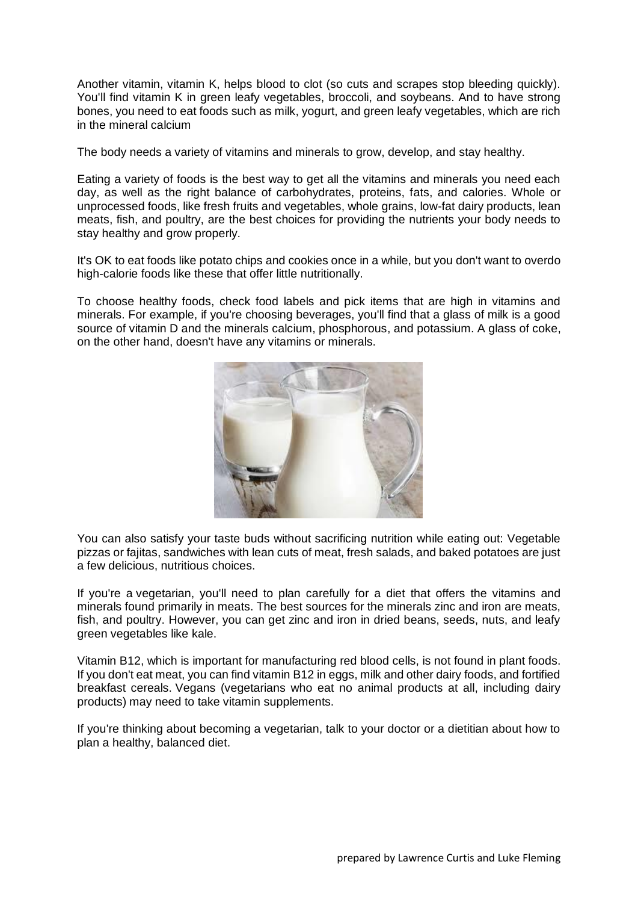Another vitamin, vitamin K, helps blood to clot (so cuts and scrapes stop bleeding quickly). You'll find vitamin K in green leafy vegetables, broccoli, and soybeans. And to have strong bones, you need to eat foods such as milk, yogurt, and green leafy vegetables, which are rich in the mineral calcium

The body needs a variety of vitamins and minerals to grow, develop, and stay healthy.

Eating a variety of foods is the best way to get all the vitamins and minerals you need each day, as well as the right balance of carbohydrates, proteins, fats, and calories. Whole or unprocessed foods, like fresh fruits and vegetables, whole grains, low-fat dairy products, lean meats, fish, and poultry, are the best choices for providing the nutrients your body needs to stay healthy and grow properly.

It's OK to eat foods like potato chips and cookies once in a while, but you don't want to overdo high-calorie foods like these that offer little nutritionally.

To choose healthy foods, check food labels and pick items that are high in vitamins and minerals. For example, if you're choosing beverages, you'll find that a glass of milk is a good source of vitamin D and the minerals calcium, phosphorous, and potassium. A glass of coke, on the other hand, doesn't have any vitamins or minerals.

You can also satisfy your taste buds without sacrificing nutrition while eating out: Vegetable pizzas or fajitas, sandwiches with lean cuts of meat, fresh salads, and baked potatoes are just a few delicious, nutritious choices.

If you're a vegetarian, you'll need to plan carefully for a diet that offers the vitamins and minerals found primarily in meats. The best sources for the minerals zinc and iron are meats, fish, and poultry. However, you can get zinc and iron in dried beans, seeds, nuts, and leafy green vegetables like kale.

Vitamin B12, which is important for manufacturing red blood cells, is not found in plant foods. If you don't eat meat, you can find vitamin B12 in eggs, milk and other dairy foods, and fortified breakfast cereals. Vegans (vegetarians who eat no animal products at all, including dairy products) may need to take vitamin supplements.

If you're thinking about becoming a vegetarian, talk to your doctor or a dietitian about how to plan a healthy, balanced diet.

prepared by Lawrence Curtis and Luke Fleming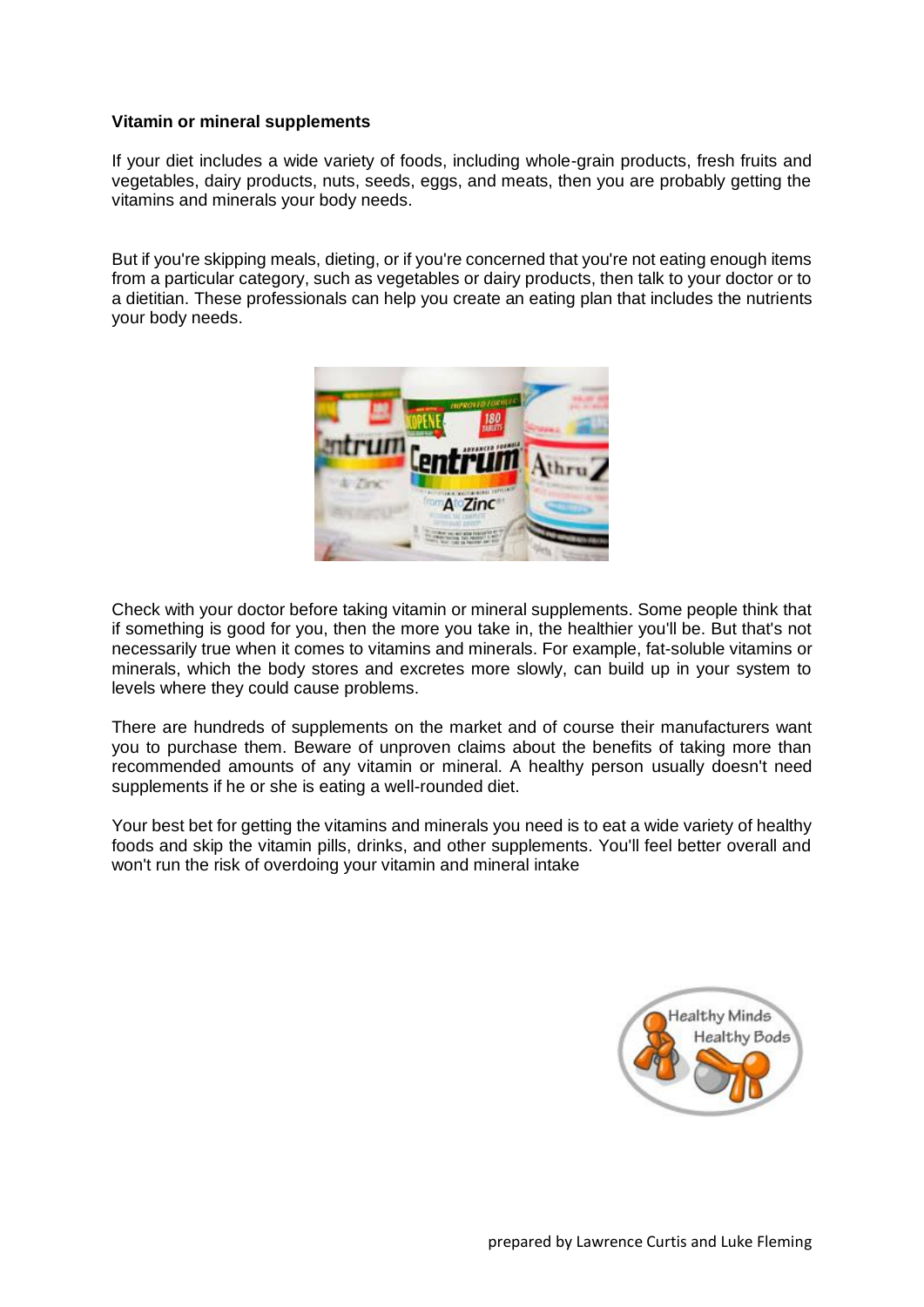**Vitamin or mineral supplements**

If your diet includes a wide variety of foods, including whole-grain products, fresh fruits and vegetables, dairy products, nuts, seeds, eggs, and meats, then you are probably getting the vitamins and minerals your body needs.

But if you're skipping meals, dieting, or if you're concerned that you're not eating enough items from a particular category, such as vegetables or dairy products, then talk to your doctor or to a dietitian. These professionals can help you create an eating plan that includes the nutrients your body needs.

Check with your doctor before taking vitamin or mineral supplements. Some people think that if something is good for you, then the more you take in, the healthier you'll be. But that's not necessarily true when it comes to vitamins and minerals. For example, fat-soluble vitamins or minerals, which the body stores and excretes more slowly, can build up in your system to levels where they could cause problems.

There are hundreds of supplements on the market and of course their manufacturers want you to purchase them. Beware of unproven claims about the benefits of taking more than recommended amounts of any vitamin or mineral. A healthy person usually doesn't need supplements if he or she is eating a well-rounded diet.

Your best bet for getting the vitamins and minerals you need is to eat a wide variety of healthy foods and skip the vitamin pills, drinks, and other supplements. You'll feel better overall and won't run the risk of overdoing your vitamin and mineral intake

prepared by Lawrence Curtis and Luke Fleming